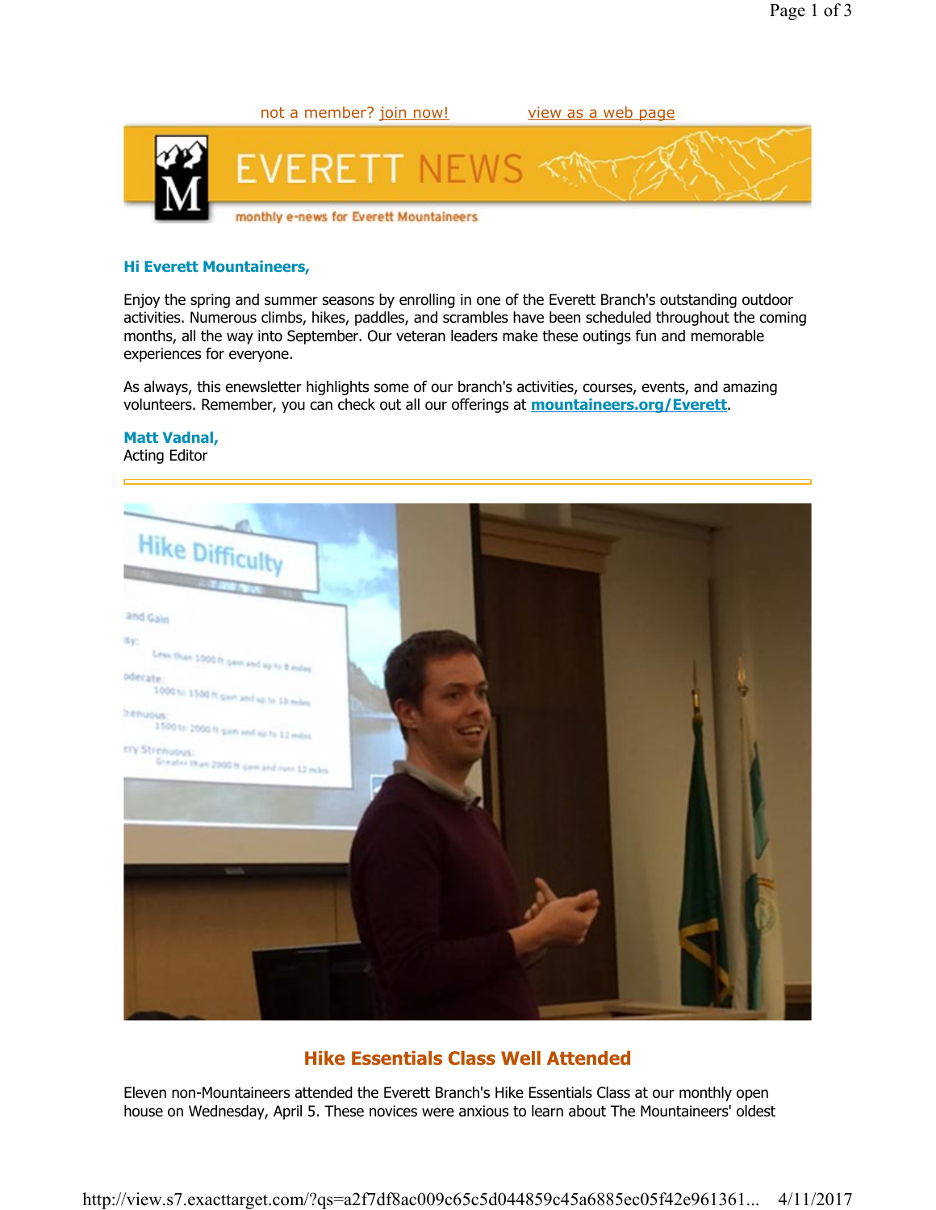not a member? join now! view as a web page

# EVERETT NEWS

monthly e-news for Everett Mountaineers

**Hi Everett Mountaineers,**

Enjoy the spring and summer seasons by enrolling in one of the Everett Branch's outstanding outdoor activities. Numerous climbs, hikes, paddles, and scrambles have been scheduled throughout the coming months, all the way into September. Our veteran leaders make these outings fun and memorable experiences for everyone.

As always, this enewsletter highlights some of our branch's activities, courses, events, and amazing volunteers. Remember, you can check out all our offerings at **mountaineers.org/Everett**.

**Matt Vadnal,**
Acting Editor

---

## Hike Essentials Class Well Attended

Eleven non-Mountaineers attended the Everett Branch's Hike Essentials Class at our monthly open house on Wednesday, April 5. These novices were anxious to learn about The Mountaineers' oldest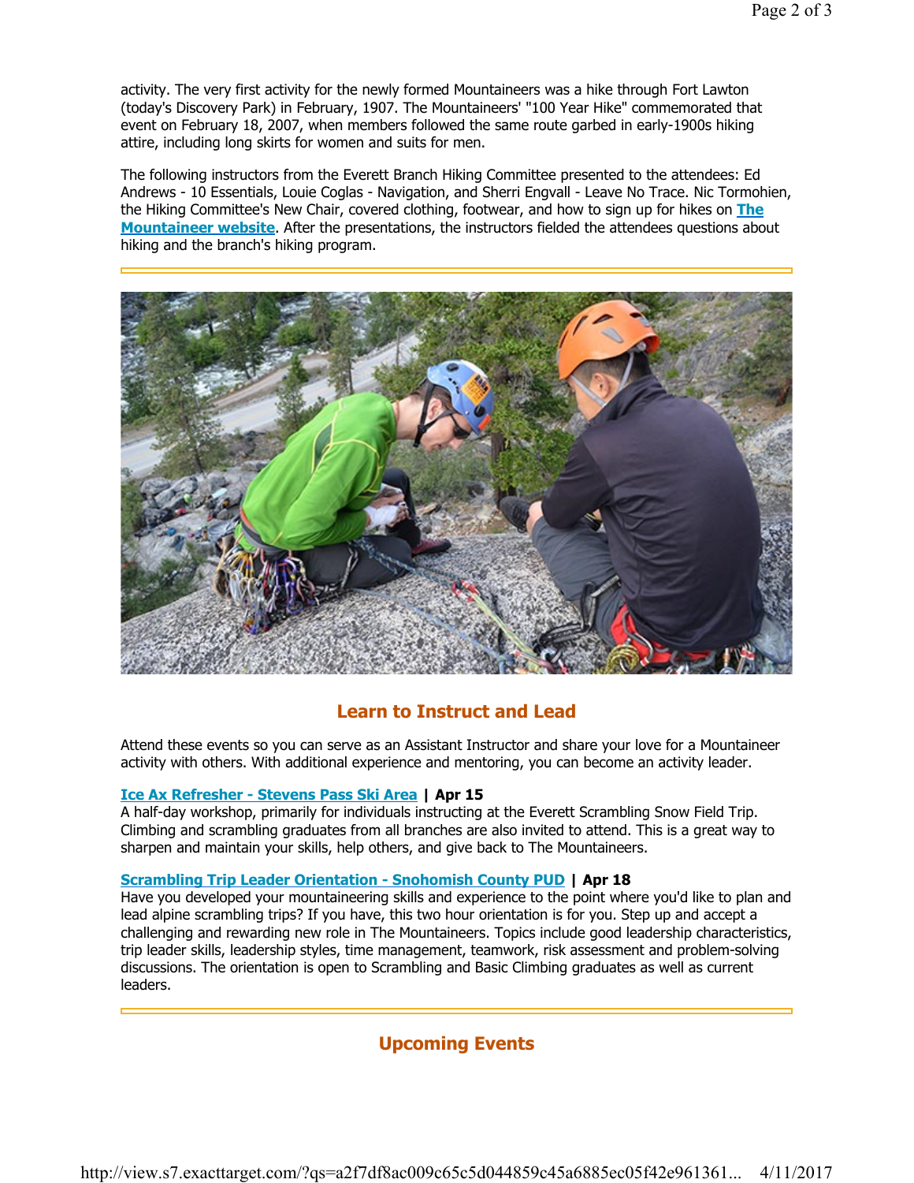activity. The very first activity for the newly formed Mountaineers was a hike through Fort Lawton (today's Discovery Park) in February, 1907. The Mountaineers' "100 Year Hike" commemorated that event on February 18, 2007, when members followed the same route garbed in early-1900s hiking attire, including long skirts for women and suits for men.

The following instructors from the Everett Branch Hiking Committee presented to the attendees: Ed Andrews - 10 Essentials, Louie Coglas - Navigation, and Sherri Engvall - Leave No Trace. Nic Tormohien, the Hiking Committee's New Chair, covered clothing, footwear, and how to sign up for hikes on **The Mountaineer website**. After the presentations, the instructors fielded the attendees questions about hiking and the branch's hiking program.

## Learn to Instruct and Lead

Attend these events so you can serve as an Assistant Instructor and share your love for a Mountaineer activity with others. With additional experience and mentoring, you can become an activity leader.

**Ice Ax Refresher - Stevens Pass Ski Area | Apr 15**
A half-day workshop, primarily for individuals instructing at the Everett Scrambling Snow Field Trip. Climbing and scrambling graduates from all branches are also invited to attend. This is a great way to sharpen and maintain your skills, help others, and give back to The Mountaineers.

**Scrambling Trip Leader Orientation - Snohomish County PUD | Apr 18**
Have you developed your mountaineering skills and experience to the point where you'd like to plan and lead alpine scrambling trips? If you have, this two hour orientation is for you. Step up and accept a challenging and rewarding new role in The Mountaineers. Topics include good leadership characteristics, trip leader skills, leadership styles, time management, teamwork, risk assessment and problem-solving discussions. The orientation is open to Scrambling and Basic Climbing graduates as well as current leaders.

## Upcoming Events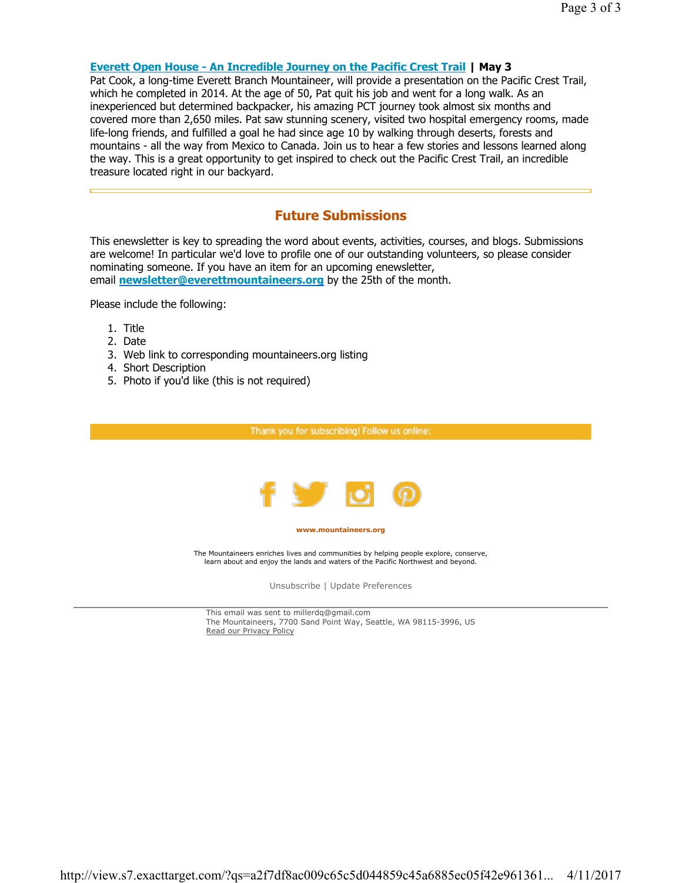**[Everett Open House - An Incredible Journey on the Pacific Crest Trail](#) | May 3**
Pat Cook, a long-time Everett Branch Mountaineer, will provide a presentation on the Pacific Crest Trail, which he completed in 2014. At the age of 50, Pat quit his job and went for a long walk. As an inexperienced but determined backpacker, his amazing PCT journey took almost six months and covered more than 2,650 miles. Pat saw stunning scenery, visited two hospital emergency rooms, made life-long friends, and fulfilled a goal he had since age 10 by walking through deserts, forests and mountains - all the way from Mexico to Canada. Join us to hear a few stories and lessons learned along the way. This is a great opportunity to get inspired to check out the Pacific Crest Trail, an incredible treasure located right in our backyard.

## Future Submissions

This enewsletter is key to spreading the word about events, activities, courses, and blogs. Submissions are welcome! In particular we'd love to profile one of our outstanding volunteers, so please consider nominating someone. If you have an item for an upcoming enewsletter, email **newsletter@everettmountaineers.org** by the 25th of the month.

Please include the following:

1. Title
2. Date
3. Web link to corresponding mountaineers.org listing
4. Short Description
5. Photo if you'd like (this is not required)

Thank you for subscribing! Follow us online:

**www.mountaineers.org**

The Mountaineers enriches lives and communities by helping people explore, conserve, learn about and enjoy the lands and waters of the Pacific Northwest and beyond.

Unsubscribe | Update Preferences

This email was sent to millerdq@gmail.com
The Mountaineers, 7700 Sand Point Way, Seattle, WA 98115-3996, US
Read our Privacy Policy